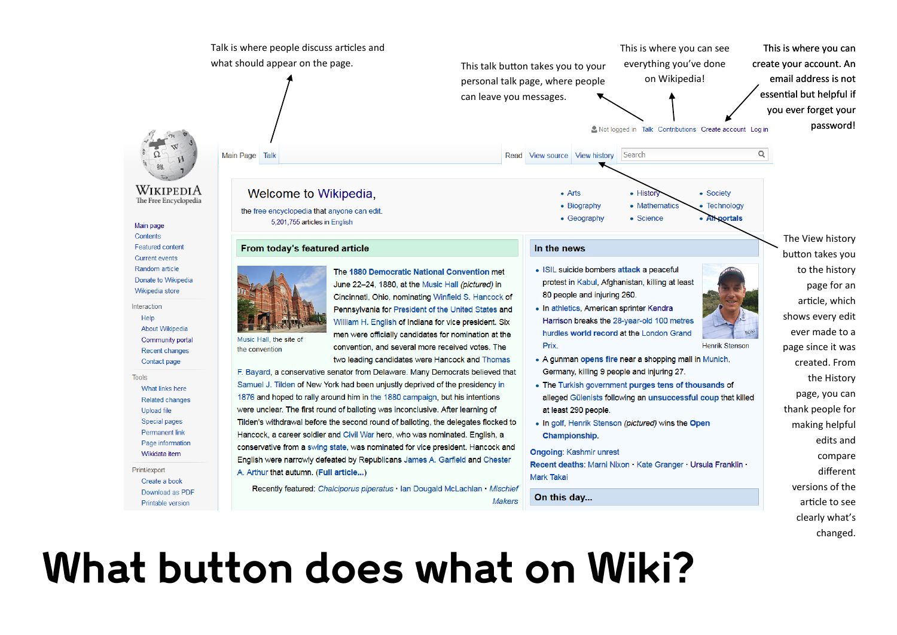Talk is where people discuss articles and what should appear on the page.

This talk button takes you to your personal talk page, where people can leave you messages.

This is where you can see everything you've done on Wikipedia!

This is where you can create your account. An email address is not essential but helpful if you ever forget your password!

Not logged in · Talk · Contributions · Create account · Log in

WIKIPEDIA
The Free Encyclopedia

Main page
Contents
Featured content
Current events
Random article
Donate to Wikipedia
Wikipedia store

Interaction
Help
About Wikipedia
Community portal
Recent changes
Contact page

Tools
What links here
Related changes
Upload file
Special pages
Permanent link
Page information
Wikidata item

Print/export
Create a book
Download as PDF
Printable version

Main Page · Talk · Read · View source · View history · Search

Welcome to Wikipedia,
the free encyclopedia that anyone can edit.
5,201,755 articles in English

- Arts
- Biography
- Geography
- History
- Mathematics
- Science
- Society
- Technology
- All portals

**From today's featured article**

Music Hall, the site of the convention

The **1880 Democratic National Convention** met June 22–24, 1880, at the Music Hall *(pictured)* in Cincinnati, Ohio, nominating Winfield S. Hancock of Pennsylvania for President of the United States and William H. English of Indiana for vice president. Six men were officially candidates for nomination at the convention, and several more received votes. The two leading candidates were Hancock and Thomas F. Bayard, a conservative senator from Delaware. Many Democrats believed that Samuel J. Tilden of New York had been unjustly deprived of the presidency in 1876 and hoped to rally around him in the 1880 campaign, but his intentions were unclear. The first round of balloting was inconclusive. After learning of Tilden's withdrawal before the second round of balloting, the delegates flocked to Hancock, a career soldier and Civil War hero, who was nominated. English, a conservative from a swing state, was nominated for vice president. Hancock and English were narrowly defeated by Republicans James A. Garfield and Chester A. Arthur that autumn. (**Full article...**)

Recently featured: *Chalciporus piperatus* · Ian Dougald McLachlan · *Mischief Makers*

**In the news**

Henrik Stenson

- ISIL suicide bombers **attack** a peaceful protest in Kabul, Afghanistan, killing at least 80 people and injuring 260.
- In athletics, American sprinter Kendra Harrison breaks the 28-year-old 100 metres **hurdles world record** at the London Grand Prix.
- A gunman **opens fire** near a shopping mall in Munich, Germany, killing 9 people and injuring 27.
- The Turkish government **purges tens of thousands** of alleged Gülenists following an **unsuccessful coup** that killed at least 290 people.
- In golf, Henrik Stenson *(pictured)* wins the **Open Championship**.

**Ongoing:** Kashmir unrest
**Recent deaths:** Marni Nixon · Kate Granger · Ursula Franklin · Mark Takai

**On this day...**

The View history button takes you to the history page for an article, which shows every edit ever made to a page since it was created. From the History page, you can thank people for making helpful edits and compare different versions of the article to see clearly what's changed.

# What button does what on Wiki?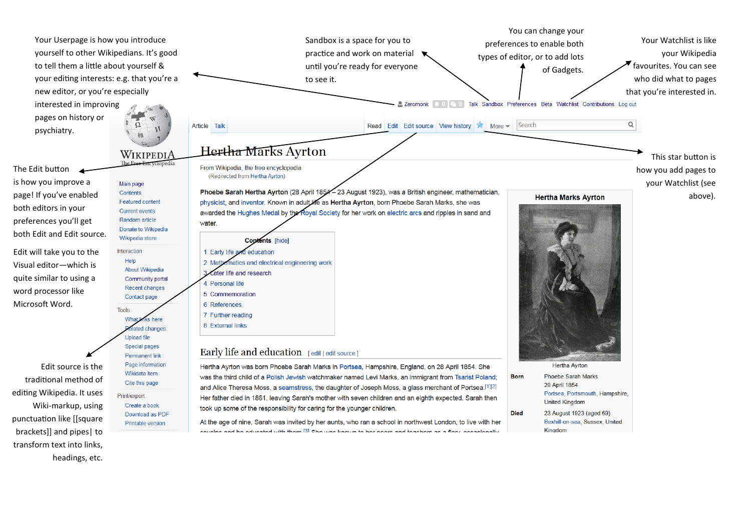Your Userpage is how you introduce yourself to other Wikipedians. It's good to tell them a little about yourself & your editing interests: e.g. that you're a new editor, or you're especially interested in improving pages on history or psychiatry.

Sandbox is a space for you to practice and work on material until you're ready for everyone to see it.

You can change your preferences to enable both types of editor, or to add lots of Gadgets.

Your Watchlist is like your Wikipedia favourites. You can see who did what to pages that you're interested in.

The Edit button is how you improve a page! If you've enabled both editors in your preferences you'll get both Edit and Edit source.

Edit will take you to the Visual editor—which is quite similar to using a word processor like Microsoft Word.

This star button is how you add pages to your Watchlist (see above).

Edit source is the traditional method of editing Wikipedia. It uses Wiki-markup, using punctuation like [[square brackets]] and pipes| to transform text into links, headings, etc.

Zeromonk 0 0 Talk Sandbox Preferences Beta Watchlist Contributions Log out

WIKIPEDIA
The Free Encyclopedia

Article Talk Read Edit Edit source View history More Search

Main page
Contents
Featured content
Current events
Random article
Donate to Wikipedia
Wikipedia store

Interaction
Help
About Wikipedia
Community portal
Recent changes
Contact page

Tools
What links here
Related changes
Upload file
Special pages
Permanent link
Page information
Wikidata item
Cite this page

Print/export
Create a book
Download as PDF
Printable version

# Hertha Marks Ayrton

From Wikipedia, the free encyclopedia
(Redirected from Hertha Ayrton)

**Phoebe Sarah Hertha Ayrton** (28 April 1854 – 23 August 1923), was a British engineer, mathematician, physicist, and inventor. Known in adult life as **Hertha Ayrton**, born Phoebe Sarah Marks, she was awarded the Hughes Medal by the Royal Society for her work on electric arcs and ripples in sand and water.

**Contents** [hide]
1 Early life and education
2 Mathematics and electrical engineering work
3 Later life and research
4 Personal life
5 Commemoration
6 References
7 Further reading
8 External links

| **Hertha Marks Ayrton** | |
|---|---|
| Hertha Ayrton | |
| **Born** | Phoebe Sarah Marks<br>28 April 1854<br>Portsea, Portsmouth, Hampshire, United Kingdom |
| **Died** | 23 August 1923 (aged 69)<br>Bexhill-on-sea, Sussex, United Kingdom |

## Early life and education [edit | edit source]

Hertha Ayrton was born Phoebe Sarah Marks in Portsea, Hampshire, England, on 28 April 1854. She was the third child of a Polish Jewish watchmaker named Levi Marks, an immigrant from Tsarist Poland; and Alice Theresa Moss, a seamstress, the daughter of Joseph Moss, a glass merchant of Portsea.[1][2] Her father died in 1861, leaving Sarah's mother with seven children and an eighth expected. Sarah then took up some of the responsibility for caring for the younger children.

At the age of nine, Sarah was invited by her aunts, who ran a school in northwest London, to live with her